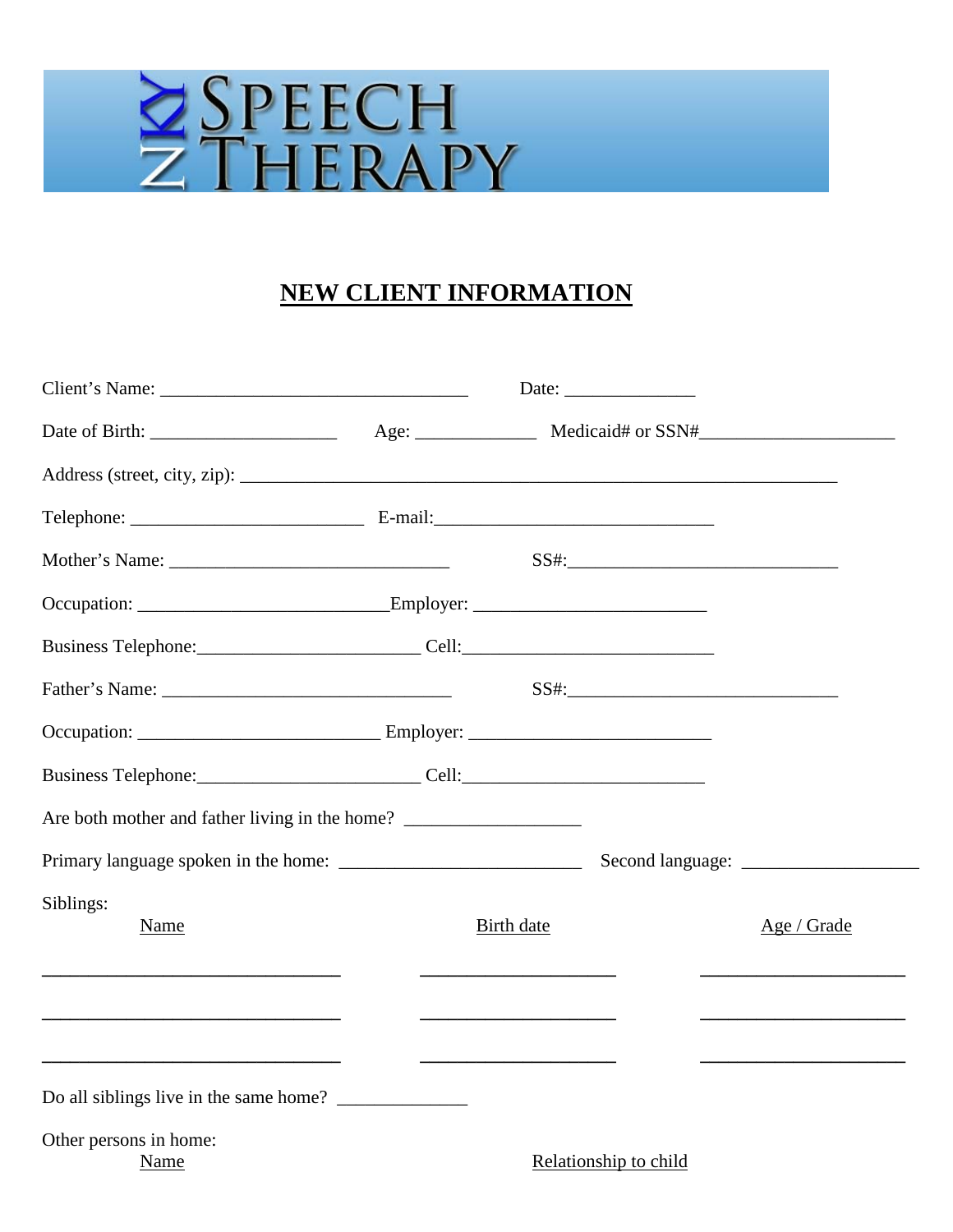# NKY SPEECH THERAPY

## NEW CLIENT INFORMATION

Client's Name: ________________________________ Date: ______________

Date of Birth: ____________________ Age: _____________ Medicaid# or SSN#_____________________

Address (street, city, zip): ________________________________________________________________

Telephone: ________________________ E-mail:______________________________

Mother's Name: _____________________________ SS#:_____________________________

Occupation: __________________________Employer: ________________________

Business Telephone:_______________________ Cell:__________________________

Father's Name: ______________________________ SS#:_____________________________

Occupation: _________________________ Employer: _________________________

Business Telephone:_______________________ Cell:__________________________

Are both mother and father living in the home? ___________________

Primary language spoken in the home: _________________________ Second language: ___________________

Siblings:

| Name | Birth date | Age / Grade |
|---|---|---|
| | | |
| | | |
| | | |

Do all siblings live in the same home? ______________

Other persons in home:

| Name | Relationship to child |
|---|---|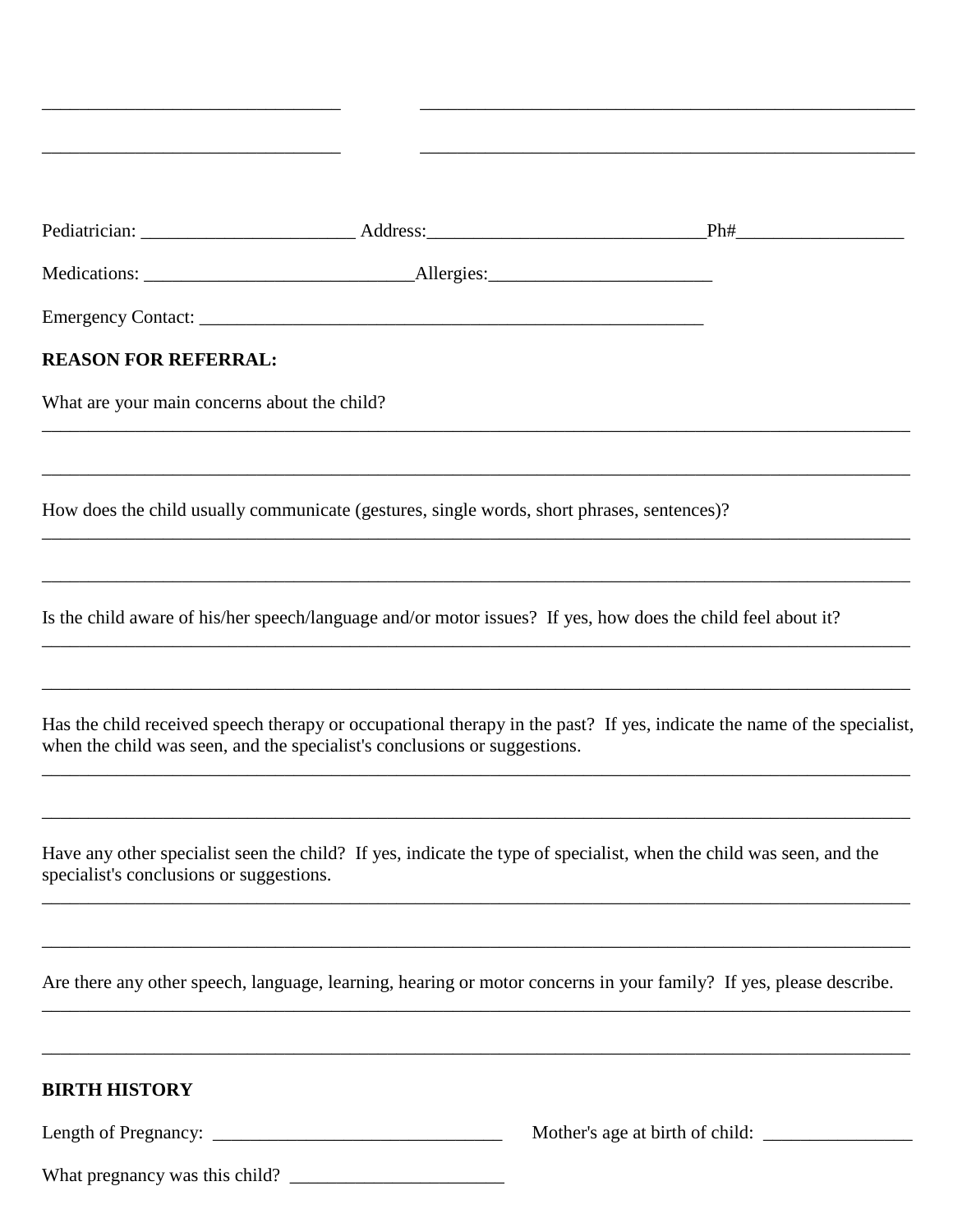________________________________ ________________________________________________

________________________________ ________________________________________________

Pediatrician: _______________________ Address:______________________________Ph#__________________

Medications: _____________________________Allergies:________________________

Emergency Contact: _______________________________________________________

**REASON FOR REFERRAL:**

What are your main concerns about the child?

______________________________________________________________________________________________

______________________________________________________________________________________________

How does the child usually communicate (gestures, single words, short phrases, sentences)?

______________________________________________________________________________________________

______________________________________________________________________________________________

Is the child aware of his/her speech/language and/or motor issues? If yes, how does the child feel about it?

______________________________________________________________________________________________

______________________________________________________________________________________________

Has the child received speech therapy or occupational therapy in the past? If yes, indicate the name of the specialist, when the child was seen, and the specialist's conclusions or suggestions.

______________________________________________________________________________________________

______________________________________________________________________________________________

Have any other specialist seen the child? If yes, indicate the type of specialist, when the child was seen, and the specialist's conclusions or suggestions.

______________________________________________________________________________________________

______________________________________________________________________________________________

Are there any other speech, language, learning, hearing or motor concerns in your family? If yes, please describe.

______________________________________________________________________________________________

______________________________________________________________________________________________

**BIRTH HISTORY**

Length of Pregnancy: _______________________________ Mother's age at birth of child: ________________

What pregnancy was this child? _______________________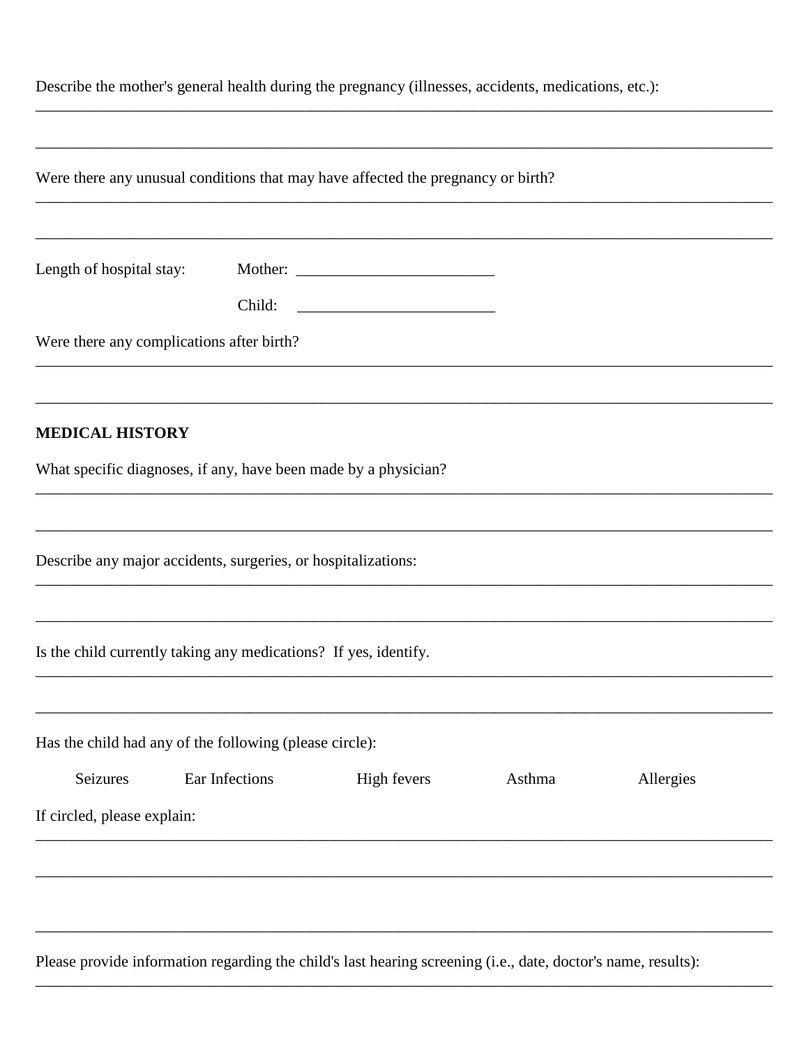Describe the mother's general health during the pregnancy (illnesses, accidents, medications, etc.):

_______________________________________________________________________________________________

_______________________________________________________________________________________________

Were there any unusual conditions that may have affected the pregnancy or birth?

_______________________________________________________________________________________________

_______________________________________________________________________________________________

Length of hospital stay: Mother: _________________________

Child: _________________________

Were there any complications after birth?

_______________________________________________________________________________________________

_______________________________________________________________________________________________

**MEDICAL HISTORY**

What specific diagnoses, if any, have been made by a physician?

_______________________________________________________________________________________________

_______________________________________________________________________________________________

Describe any major accidents, surgeries, or hospitalizations:

_______________________________________________________________________________________________

_______________________________________________________________________________________________

Is the child currently taking any medications? If yes, identify.

_______________________________________________________________________________________________

_______________________________________________________________________________________________

Has the child had any of the following (please circle):

Seizures Ear Infections High fevers Asthma Allergies

If circled, please explain:

_______________________________________________________________________________________________

_______________________________________________________________________________________________

_______________________________________________________________________________________________

Please provide information regarding the child's last hearing screening (i.e., date, doctor's name, results):

_______________________________________________________________________________________________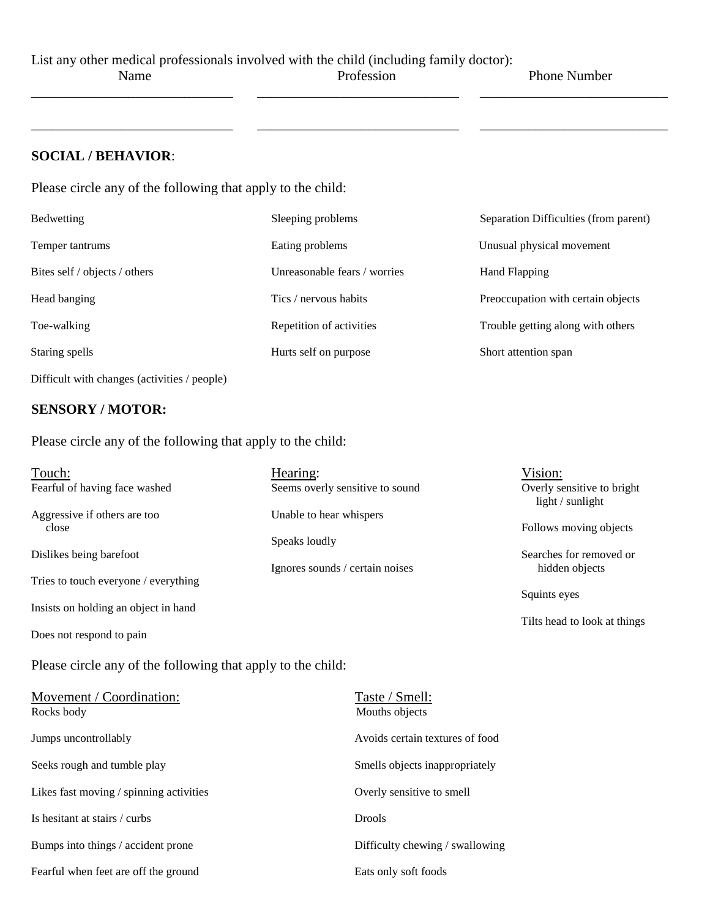List any other medical professionals involved with the child (including family doctor):

| Name | Profession | Phone Number |
| --- | --- | --- |
| ______________________________ | ______________________________ | ____________________________ |
| ______________________________ | ______________________________ | ____________________________ |

**SOCIAL / BEHAVIOR**:

Please circle any of the following that apply to the child:

| | | |
| --- | --- | --- |
| Bedwetting | Sleeping problems | Separation Difficulties (from parent) |
| Temper tantrums | Eating problems | Unusual physical movement |
| Bites self / objects / others | Unreasonable fears / worries | Hand Flapping |
| Head banging | Tics / nervous habits | Preoccupation with certain objects |
| Toe-walking | Repetition of activities | Trouble getting along with others |
| Staring spells | Hurts self on purpose | Short attention span |
| Difficult with changes (activities / people) | | |

**SENSORY / MOTOR:**

Please circle any of the following that apply to the child:

| Touch: | Hearing: | Vision: |
| --- | --- | --- |
| Fearful of having face washed | Seems overly sensitive to sound | Overly sensitive to bright light / sunlight |
| Aggressive if others are too close | Unable to hear whispers | Follows moving objects |
| Dislikes being barefoot | Speaks loudly | Searches for removed or hidden objects |
| Tries to touch everyone / everything | Ignores sounds / certain noises | Squints eyes |
| Insists on holding an object in hand | | Tilts head to look at things |
| Does not respond to pain | | |

Please circle any of the following that apply to the child:

| Movement / Coordination: | Taste / Smell: |
| --- | --- |
| Rocks body | Mouths objects |
| Jumps uncontrollably | Avoids certain textures of food |
| Seeks rough and tumble play | Smells objects inappropriately |
| Likes fast moving / spinning activities | Overly sensitive to smell |
| Is hesitant at stairs / curbs | Drools |
| Bumps into things / accident prone | Difficulty chewing / swallowing |
| Fearful when feet are off the ground | Eats only soft foods |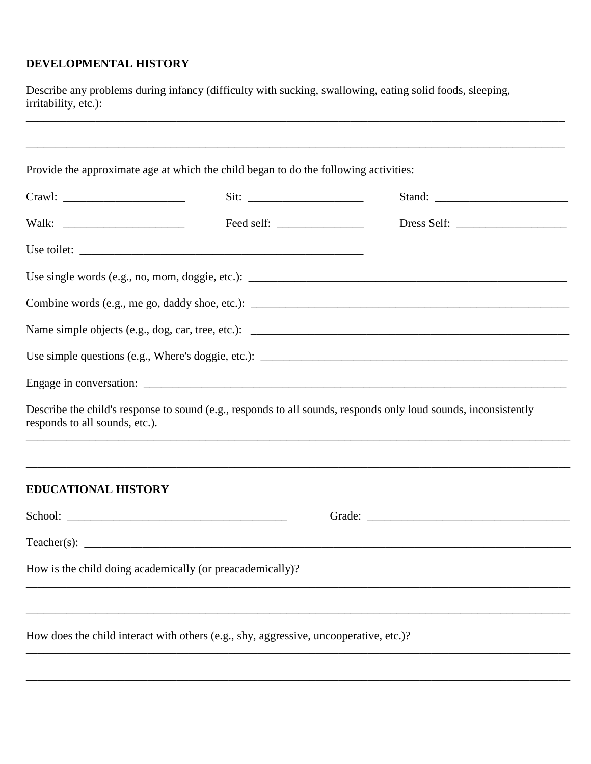**DEVELOPMENTAL HISTORY**

Describe any problems during infancy (difficulty with sucking, swallowing, eating solid foods, sleeping, irritability, etc.):
_______________________________________________________________________________________

_______________________________________________________________________________________

Provide the approximate age at which the child began to do the following activities:

Crawl: ____________________ Sit: ___________________ Stand: ______________________

Walk: ____________________ Feed self: ______________ Dress Self: __________________

Use toilet: _______________________________________________

Use single words (e.g., no, mom, doggie, etc.): ______________________________________________________

Combine words (e.g., me go, daddy shoe, etc.): ______________________________________________________

Name simple objects (e.g., dog, car, tree, etc.): ______________________________________________________

Use simple questions (e.g., Where's doggie, etc.): ____________________________________________________

Engage in conversation: ______________________________________________________________________

Describe the child's response to sound (e.g., responds to all sounds, responds only loud sounds, inconsistently responds to all sounds, etc.).
_______________________________________________________________________________________

_______________________________________________________________________________________

**EDUCATIONAL HISTORY**

School: ____________________________________ Grade: __________________________________

Teacher(s): __________________________________________________________________________

How is the child doing academically (or preacademically)?
_______________________________________________________________________________________

_______________________________________________________________________________________

How does the child interact with others (e.g., shy, aggressive, uncooperative, etc.)?
_______________________________________________________________________________________

_______________________________________________________________________________________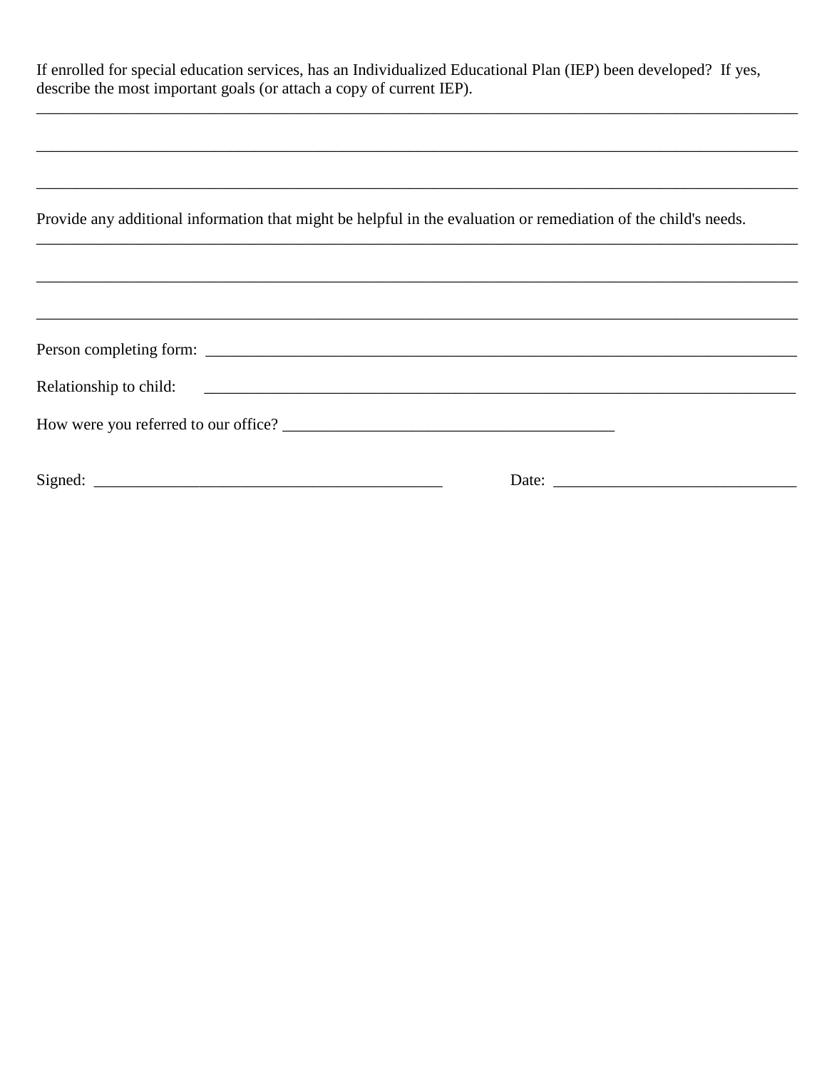If enrolled for special education services, has an Individualized Educational Plan (IEP) been developed? If yes, describe the most important goals (or attach a copy of current IEP).

_______________________________________________________________________________________________

_______________________________________________________________________________________________

_______________________________________________________________________________________________

Provide any additional information that might be helpful in the evaluation or remediation of the child's needs.

_______________________________________________________________________________________________

_______________________________________________________________________________________________

_______________________________________________________________________________________________

Person completing form: ________________________________________________________________________

Relationship to child: __________________________________________________________________________

How were you referred to our office? ________________________________________

Signed: ____________________________________________ Date: ______________________________